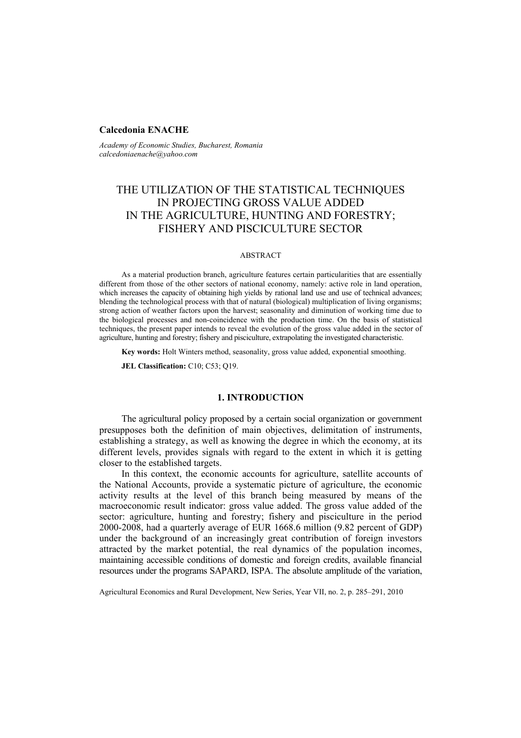**Calcedonia ENACHE**

*Academy of Economic Studies, Bucharest, Romania*
*calcedoniaenache@yahoo.com*

# THE UTILIZATION OF THE STATISTICAL TECHNIQUES IN PROJECTING GROSS VALUE ADDED IN THE AGRICULTURE, HUNTING AND FORESTRY; FISHERY AND PISCICULTURE SECTOR

ABSTRACT

As a material production branch, agriculture features certain particularities that are essentially different from those of the other sectors of national economy, namely: active role in land operation, which increases the capacity of obtaining high yields by rational land use and use of technical advances; blending the technological process with that of natural (biological) multiplication of living organisms; strong action of weather factors upon the harvest; seasonality and diminution of working time due to the biological processes and non-coincidence with the production time. On the basis of statistical techniques, the present paper intends to reveal the evolution of the gross value added in the sector of agriculture, hunting and forestry; fishery and pisciculture, extrapolating the investigated characteristic.

**Key words:** Holt Winters method, seasonality, gross value added, exponential smoothing.

**JEL Classification:** C10; C53; Q19.

## 1. INTRODUCTION

The agricultural policy proposed by a certain social organization or government presupposes both the definition of main objectives, delimitation of instruments, establishing a strategy, as well as knowing the degree in which the economy, at its different levels, provides signals with regard to the extent in which it is getting closer to the established targets.

In this context, the economic accounts for agriculture, satellite accounts of the National Accounts, provide a systematic picture of agriculture, the economic activity results at the level of this branch being measured by means of the macroeconomic result indicator: gross value added. The gross value added of the sector: agriculture, hunting and forestry; fishery and pisciculture in the period 2000-2008, had a quarterly average of EUR 1668.6 million (9.82 percent of GDP) under the background of an increasingly great contribution of foreign investors attracted by the market potential, the real dynamics of the population incomes, maintaining accessible conditions of domestic and foreign credits, available financial resources under the programs SAPARD, ISPA. The absolute amplitude of the variation,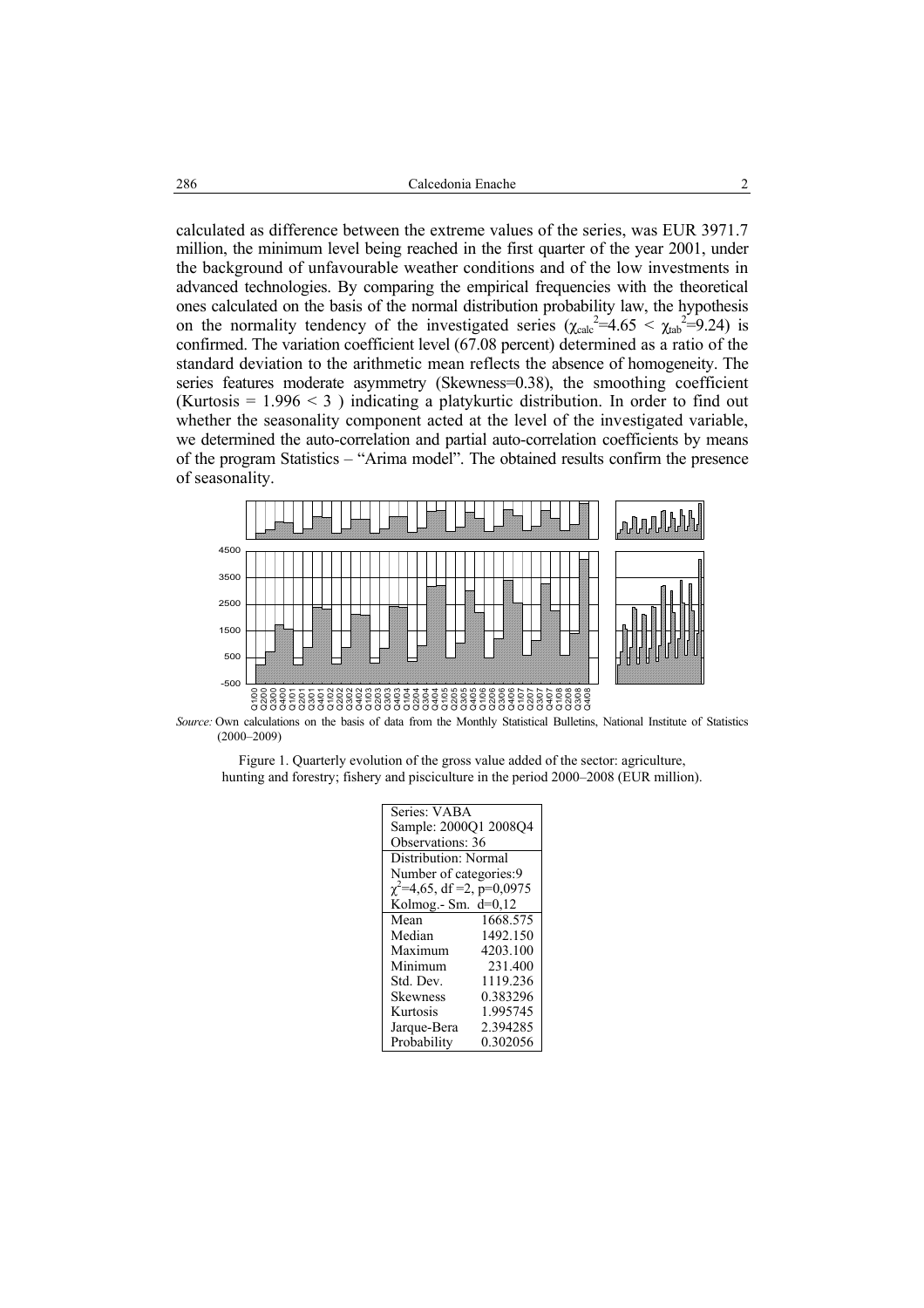calculated as difference between the extreme values of the series, was EUR 3971.7 million, the minimum level being reached in the first quarter of the year 2001, under the background of unfavourable weather conditions and of the low investments in advanced technologies. By comparing the empirical frequencies with the theoretical ones calculated on the basis of the normal distribution probability law, the hypothesis on the normality tendency of the investigated series ($\chi_{calc}^2=4.65 < \chi_{tab}^2=9.24$) is confirmed. The variation coefficient level (67.08 percent) determined as a ratio of the standard deviation to the arithmetic mean reflects the absence of homogeneity. The series features moderate asymmetry (Skewness=0.38), the smoothing coefficient (Kurtosis = 1.996 < 3 ) indicating a platykurtic distribution. In order to find out whether the seasonality component acted at the level of the investigated variable, we determined the auto-correlation and partial auto-correlation coefficients by means of the program Statistics – "Arima model". The obtained results confirm the presence of seasonality.

*Source:* Own calculations on the basis of data from the Monthly Statistical Bulletins, National Institute of Statistics (2000–2009)

Figure 1. Quarterly evolution of the gross value added of the sector: agriculture, hunting and forestry; fishery and pisciculture in the period 2000–2008 (EUR million).

| Series: VABA | |
|---|---|
| Sample: 2000Q1 2008Q4 | |
| Observations: 36 | |
| Distribution: Normal | |
| Number of categories:9 | |
| $\chi^2$=4,65, df =2, p=0,0975 | |
| Kolmog.- Sm. d=0,12 | |
| Mean | 1668.575 |
| Median | 1492.150 |
| Maximum | 4203.100 |
| Minimum | 231.400 |
| Std. Dev. | 1119.236 |
| Skewness | 0.383296 |
| Kurtosis | 1.995745 |
| Jarque-Bera | 2.394285 |
| Probability | 0.302056 |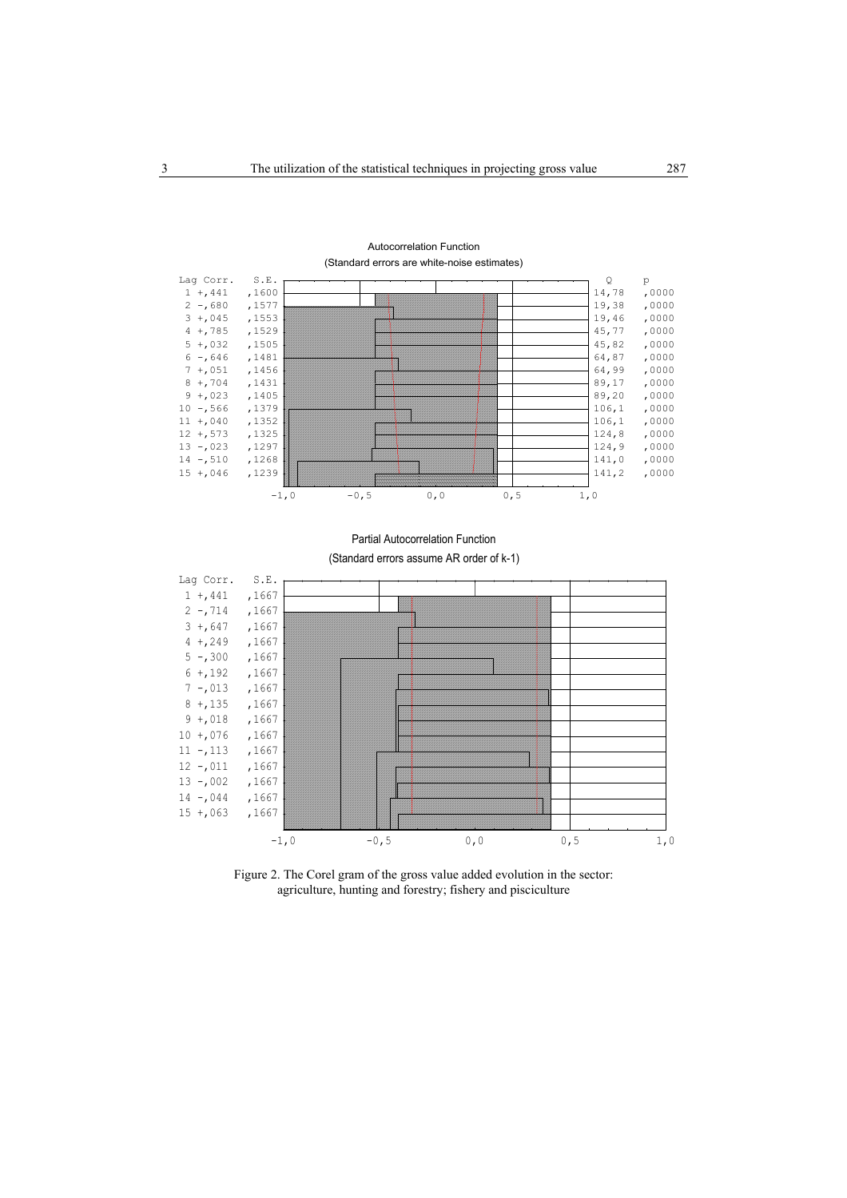**Autocorrelation Function**
(Standard errors are white-noise estimates)

| Lag | Corr. | S.E. | Q | p |
|---|---|---|---|---|
| 1 | +,441 | ,1600 | 14,78 | ,0000 |
| 2 | -,680 | ,1577 | 19,38 | ,0000 |
| 3 | +,045 | ,1553 | 19,46 | ,0000 |
| 4 | +,785 | ,1529 | 45,77 | ,0000 |
| 5 | +,032 | ,1505 | 45,82 | ,0000 |
| 6 | -,646 | ,1481 | 64,87 | ,0000 |
| 7 | +,051 | ,1456 | 64,99 | ,0000 |
| 8 | +,704 | ,1431 | 89,17 | ,0000 |
| 9 | +,023 | ,1405 | 89,20 | ,0000 |
| 10 | -,566 | ,1379 | 106,1 | ,0000 |
| 11 | +,040 | ,1352 | 106,1 | ,0000 |
| 12 | +,573 | ,1325 | 124,8 | ,0000 |
| 13 | -,023 | ,1297 | 124,9 | ,0000 |
| 14 | -,510 | ,1268 | 141,0 | ,0000 |
| 15 | +,046 | ,1239 | 141,2 | ,0000 |

**Partial Autocorrelation Function**
(Standard errors assume AR order of k-1)

| Lag | Corr. | S.E. |
|---|---|---|
| 1 | +,441 | ,1667 |
| 2 | -,714 | ,1667 |
| 3 | +,647 | ,1667 |
| 4 | +,249 | ,1667 |
| 5 | -,300 | ,1667 |
| 6 | +,192 | ,1667 |
| 7 | -,013 | ,1667 |
| 8 | +,135 | ,1667 |
| 9 | +,018 | ,1667 |
| 10 | +,076 | ,1667 |
| 11 | -,113 | ,1667 |
| 12 | -,011 | ,1667 |
| 13 | -,002 | ,1667 |
| 14 | -,044 | ,1667 |
| 15 | +,063 | ,1667 |

Figure 2. The Corel gram of the gross value added evolution in the sector: agriculture, hunting and forestry; fishery and pisciculture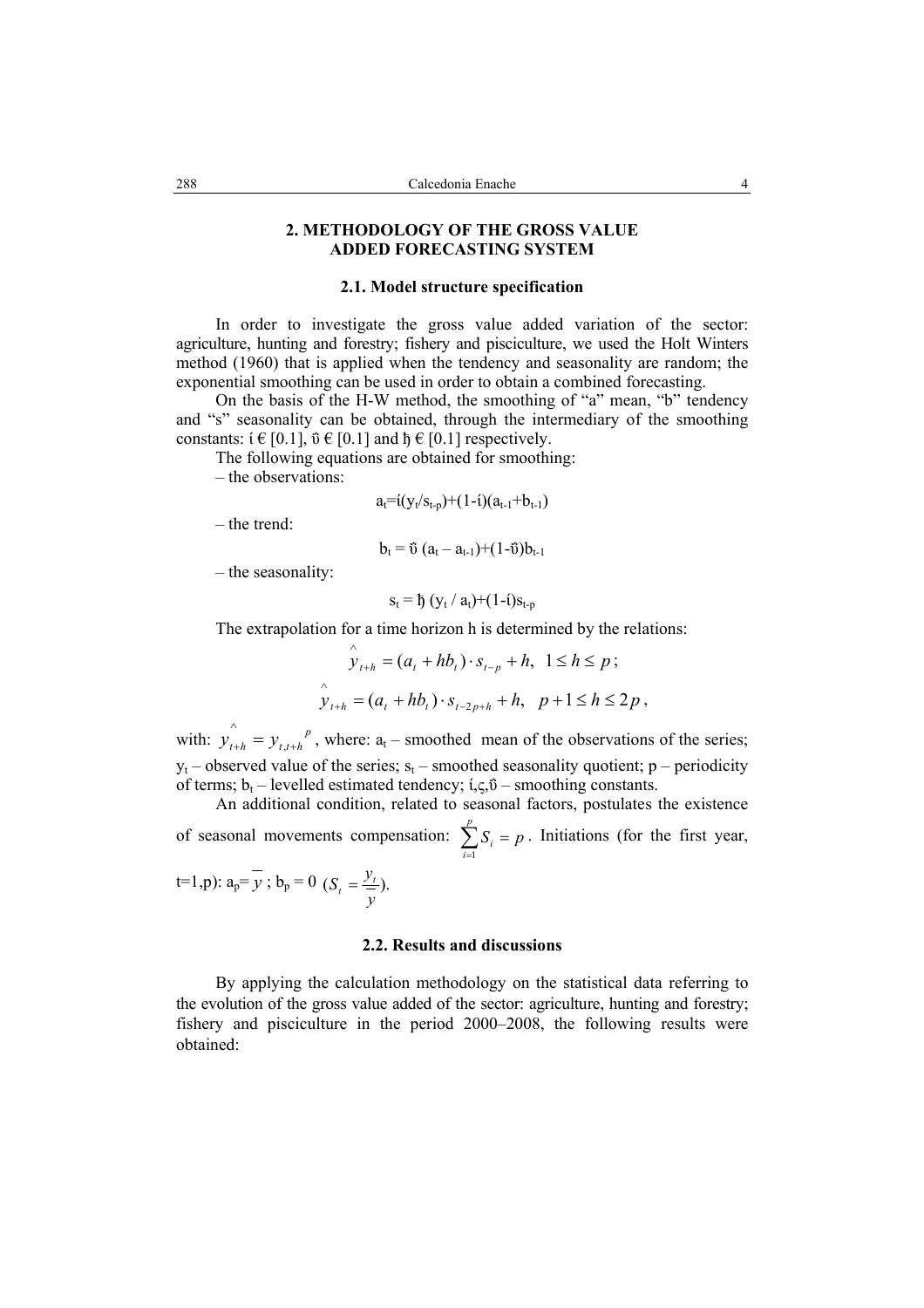## 2. METHODOLOGY OF THE GROSS VALUE ADDED FORECASTING SYSTEM

### 2.1. Model structure specification

In order to investigate the gross value added variation of the sector: agriculture, hunting and forestry; fishery and pisciculture, we used the Holt Winters method (1960) that is applied when the tendency and seasonality are random; the exponential smoothing can be used in order to obtain a combined forecasting.

On the basis of the H-W method, the smoothing of "a" mean, "b" tendency and "s" seasonality can be obtained, through the intermediary of the smoothing constants: ί € [0.1], ΰ € [0.1] and ђ € [0.1] respectively.

The following equations are obtained for smoothing:

– the observations:

$$a_t = ί(y_t/s_{t-p}) + (1-ί)(a_{t-1} + b_{t-1})$$

– the trend:

$$b_t = ΰ\,(a_t - a_{t-1}) + (1-ΰ)b_{t-1}$$

– the seasonality:

$$s_t = ђ\,(y_t / a_t) + (1-ί)s_{t-p}$$

The extrapolation for a time horizon h is determined by the relations:

$$\hat{y}_{t+h} = (a_t + hb_t)\cdot s_{t-p} + h,\ \ 1 \le h \le p\,;$$

$$\hat{y}_{t+h} = (a_t + hb_t)\cdot s_{t-2p+h} + h,\ \ p+1 \le h \le 2p\,,$$

with: $\hat{y}_{t+h} = y_{t,t+h}{}^{p}$, where: $a_t$ – smoothed mean of the observations of the series; $y_t$ – observed value of the series; $s_t$ – smoothed seasonality quotient; p – periodicity of terms; $b_t$ – levelled estimated tendency; ί,ς,ΰ – smoothing constants.

An additional condition, related to seasonal factors, postulates the existence of seasonal movements compensation: $\sum_{i=1}^{p} S_i = p$. Initiations (for the first year, t=1,p): $a_p = \bar{y}$ ; $b_p = 0$ $(S_t = \frac{y_t}{\bar{y}})$.

### 2.2. Results and discussions

By applying the calculation methodology on the statistical data referring to the evolution of the gross value added of the sector: agriculture, hunting and forestry; fishery and pisciculture in the period 2000–2008, the following results were obtained: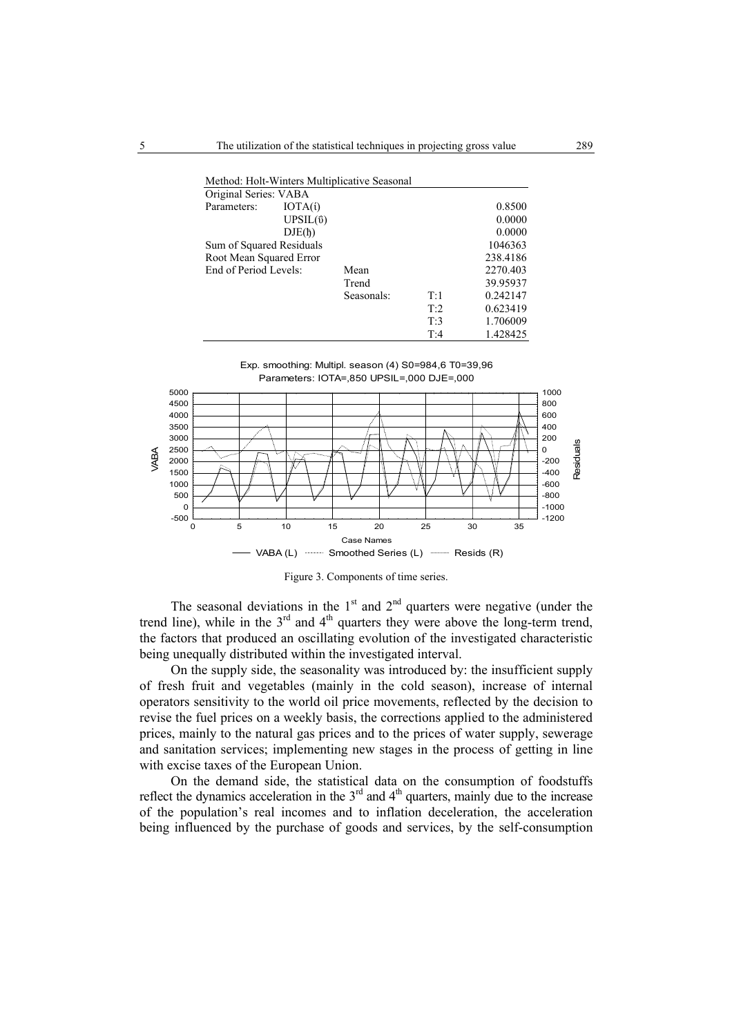| Method: Holt-Winters Multiplicative Seasonal | | | | |
|---|---|---|---|---|
| Original Series: VABA | | | | |
| Parameters: | IOTA(ί) | | | 0.8500 |
| | UPSIL(ΰ) | | | 0.0000 |
| | DJE(ђ) | | | 0.0000 |
| Sum of Squared Residuals | | | | 1046363 |
| Root Mean Squared Error | | | | 238.4186 |
| End of Period Levels: | | Mean | | 2270.403 |
| | | Trend | | 39.95937 |
| | | Seasonals: | T:1 | 0.242147 |
| | | | T:2 | 0.623419 |
| | | | T:3 | 1.706009 |
| | | | T:4 | 1.428425 |

Figure 3. Components of time series.

The seasonal deviations in the 1st and 2nd quarters were negative (under the trend line), while in the 3rd and 4th quarters they were above the long-term trend, the factors that produced an oscillating evolution of the investigated characteristic being unequally distributed within the investigated interval.

On the supply side, the seasonality was introduced by: the insufficient supply of fresh fruit and vegetables (mainly in the cold season), increase of internal operators sensitivity to the world oil price movements, reflected by the decision to revise the fuel prices on a weekly basis, the corrections applied to the administered prices, mainly to the natural gas prices and to the prices of water supply, sewerage and sanitation services; implementing new stages in the process of getting in line with excise taxes of the European Union.

On the demand side, the statistical data on the consumption of foodstuffs reflect the dynamics acceleration in the 3rd and 4th quarters, mainly due to the increase of the population's real incomes and to inflation deceleration, the acceleration being influenced by the purchase of goods and services, by the self-consumption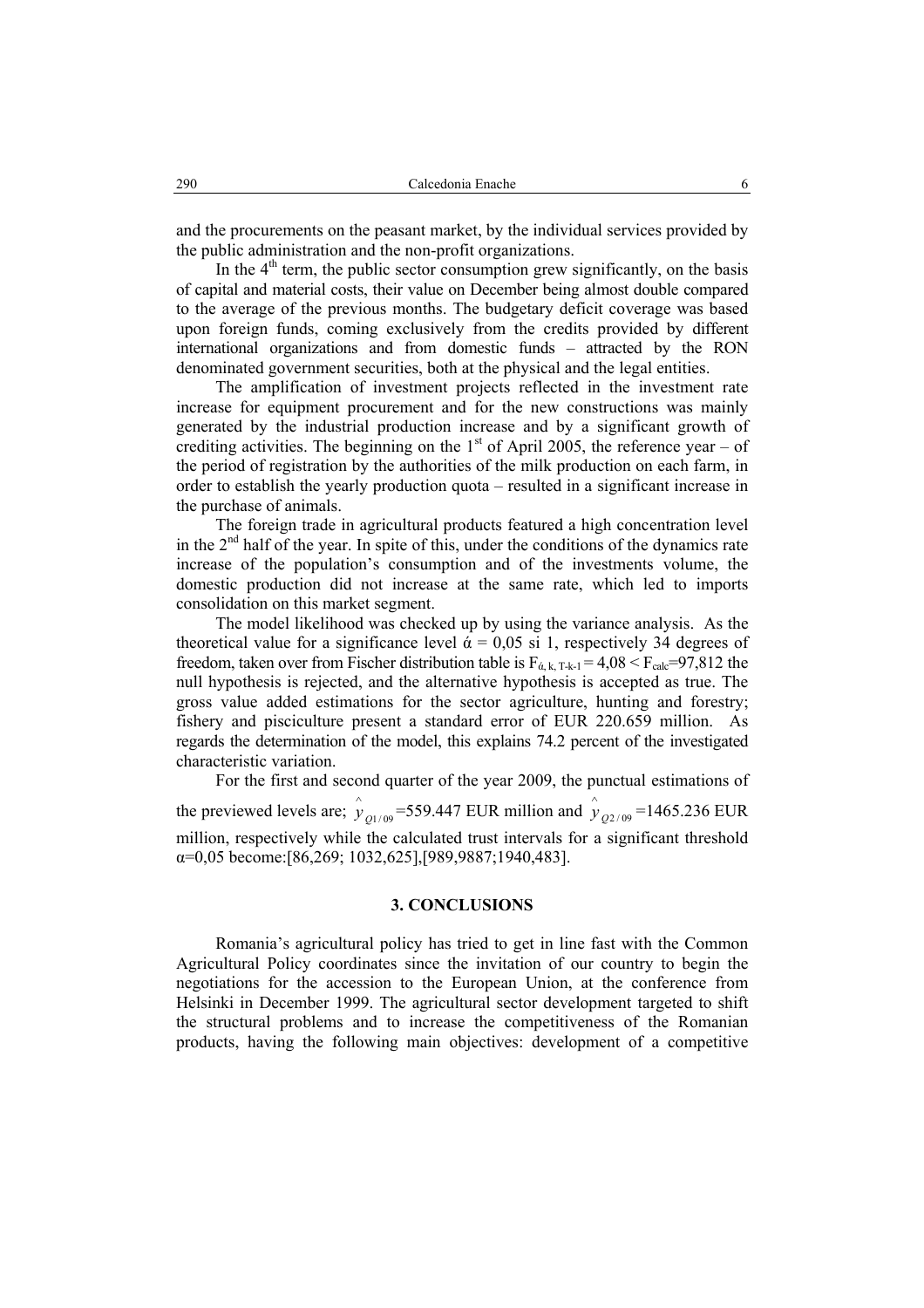and the procurements on the peasant market, by the individual services provided by the public administration and the non-profit organizations.

In the 4[th] term, the public sector consumption grew significantly, on the basis of capital and material costs, their value on December being almost double compared to the average of the previous months. The budgetary deficit coverage was based upon foreign funds, coming exclusively from the credits provided by different international organizations and from domestic funds – attracted by the RON denominated government securities, both at the physical and the legal entities.

The amplification of investment projects reflected in the investment rate increase for equipment procurement and for the new constructions was mainly generated by the industrial production increase and by a significant growth of crediting activities. The beginning on the 1[st] of April 2005, the reference year – of the period of registration by the authorities of the milk production on each farm, in order to establish the yearly production quota – resulted in a significant increase in the purchase of animals.

The foreign trade in agricultural products featured a high concentration level in the 2[nd] half of the year. In spite of this, under the conditions of the dynamics rate increase of the population's consumption and of the investments volume, the domestic production did not increase at the same rate, which led to imports consolidation on this market segment.

The model likelihood was checked up by using the variance analysis. As the theoretical value for a significance level $ά = 0{,}05$ si 1, respectively 34 degrees of freedom, taken over from Fischer distribution table is $F_{ά,\, k,\, T\text{-}k\text{-}1} = 4{,}08 < F_{calc}=97{,}812$ the null hypothesis is rejected, and the alternative hypothesis is accepted as true. The gross value added estimations for the sector agriculture, hunting and forestry; fishery and pisciculture present a standard error of EUR 220.659 million. As regards the determination of the model, this explains 74.2 percent of the investigated characteristic variation.

For the first and second quarter of the year 2009, the punctual estimations of the previewed levels are; $\hat{y}_{Q1/09}$=559.447 EUR million and $\hat{y}_{Q2/09}$=1465.236 EUR million, respectively while the calculated trust intervals for a significant threshold $\alpha$=0,05 become:[86,269; 1032,625],[989,9887;1940,483].

## 3. CONCLUSIONS

Romania's agricultural policy has tried to get in line fast with the Common Agricultural Policy coordinates since the invitation of our country to begin the negotiations for the accession to the European Union, at the conference from Helsinki in December 1999. The agricultural sector development targeted to shift the structural problems and to increase the competitiveness of the Romanian products, having the following main objectives: development of a competitive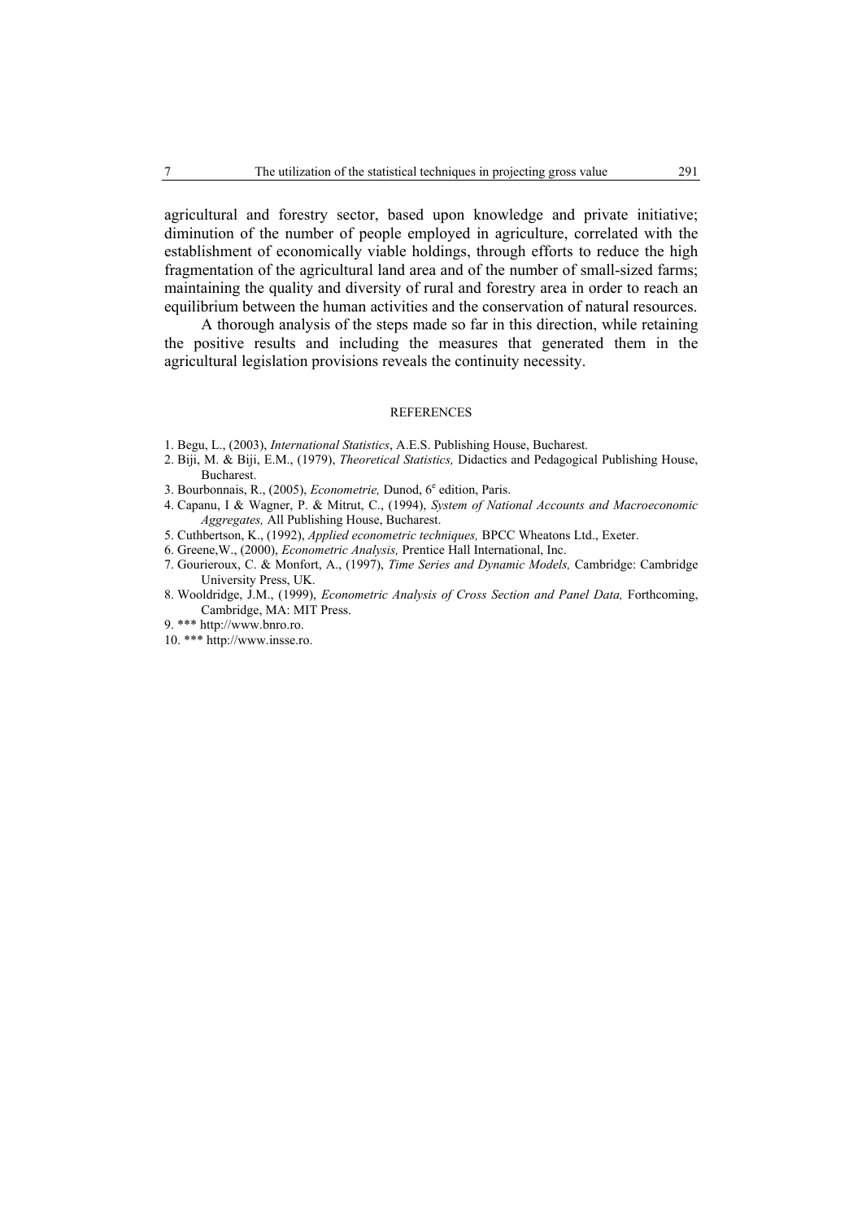agricultural and forestry sector, based upon knowledge and private initiative; diminution of the number of people employed in agriculture, correlated with the establishment of economically viable holdings, through efforts to reduce the high fragmentation of the agricultural land area and of the number of small-sized farms; maintaining the quality and diversity of rural and forestry area in order to reach an equilibrium between the human activities and the conservation of natural resources.

A thorough analysis of the steps made so far in this direction, while retaining the positive results and including the measures that generated them in the agricultural legislation provisions reveals the continuity necessity.

## REFERENCES

1. Begu, L., (2003), *International Statistics*, A.E.S. Publishing House, Bucharest.
2. Biji, M. & Biji, E.M., (1979), *Theoretical Statistics,* Didactics and Pedagogical Publishing House, Bucharest.
3. Bourbonnais, R., (2005), *Econometrie,* Dunod, 6[e] edition, Paris.
4. Capanu, I & Wagner, P. & Mitrut, C., (1994), *System of National Accounts and Macroeconomic Aggregates,* All Publishing House, Bucharest.
5. Cuthbertson, K., (1992), *Applied econometric techniques,* BPCC Wheatons Ltd., Exeter.
6. Greene,W., (2000), *Econometric Analysis,* Prentice Hall International, Inc.
7. Gourieroux, C. & Monfort, A., (1997), *Time Series and Dynamic Models,* Cambridge: Cambridge University Press, UK.
8. Wooldridge, J.M., (1999), *Econometric Analysis of Cross Section and Panel Data,* Forthcoming, Cambridge, MA: MIT Press.
9. *** http://www.bnro.ro.
10. *** http://www.insse.ro.